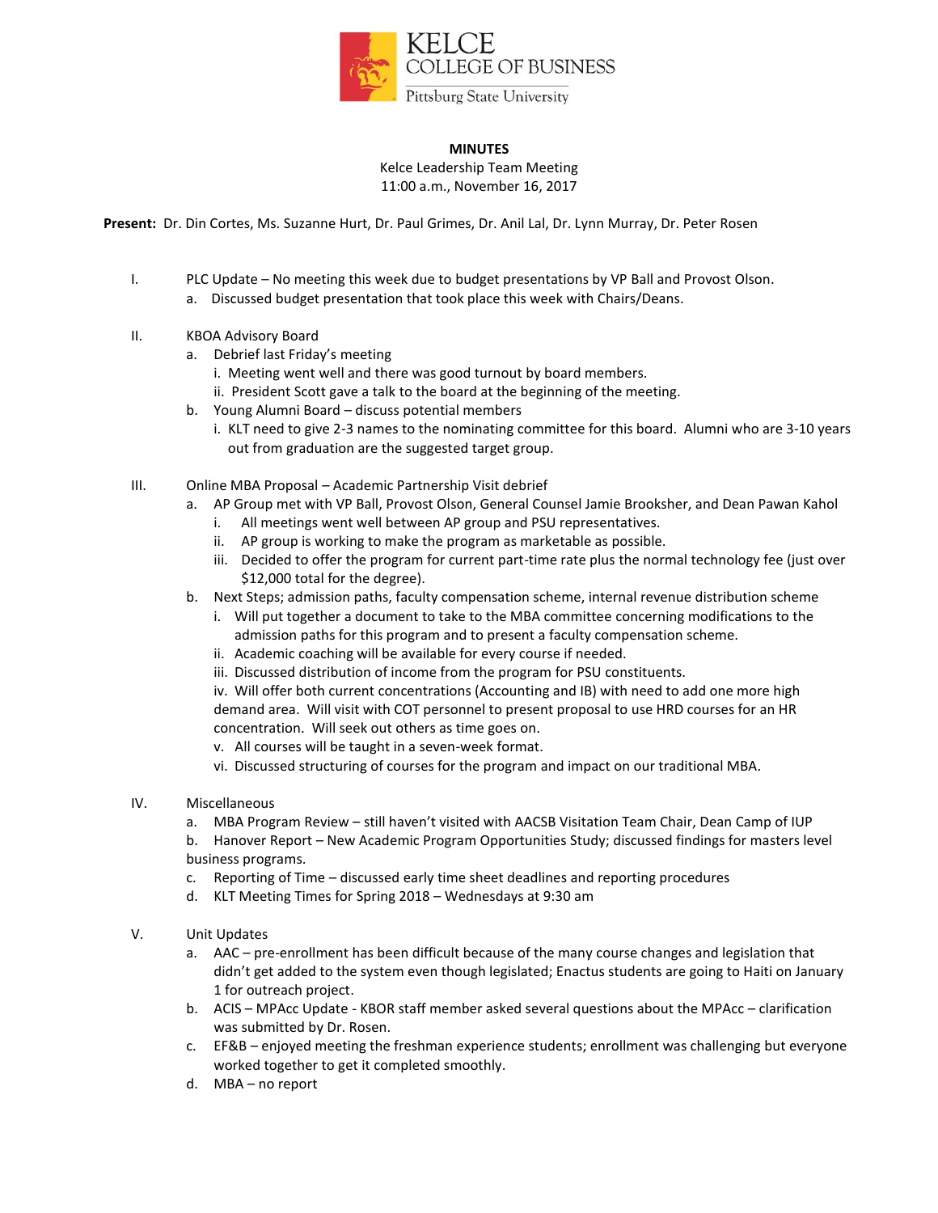KELCE
COLLEGE OF BUSINESS
Pittsburg State University

**MINUTES**

Kelce Leadership Team Meeting
11:00 a.m., November 16, 2017

**Present:** Dr. Din Cortes, Ms. Suzanne Hurt, Dr. Paul Grimes, Dr. Anil Lal, Dr. Lynn Murray, Dr. Peter Rosen

I. PLC Update – No meeting this week due to budget presentations by VP Ball and Provost Olson.
   a. Discussed budget presentation that took place this week with Chairs/Deans.

II. KBOA Advisory Board
   a. Debrief last Friday's meeting
      i. Meeting went well and there was good turnout by board members.
      ii. President Scott gave a talk to the board at the beginning of the meeting.
   b. Young Alumni Board – discuss potential members
      i. KLT need to give 2-3 names to the nominating committee for this board. Alumni who are 3-10 years out from graduation are the suggested target group.

III. Online MBA Proposal – Academic Partnership Visit debrief
   a. AP Group met with VP Ball, Provost Olson, General Counsel Jamie Brooksher, and Dean Pawan Kahol
      i. All meetings went well between AP group and PSU representatives.
      ii. AP group is working to make the program as marketable as possible.
      iii. Decided to offer the program for current part-time rate plus the normal technology fee (just over $12,000 total for the degree).
   b. Next Steps; admission paths, faculty compensation scheme, internal revenue distribution scheme
      i. Will put together a document to take to the MBA committee concerning modifications to the admission paths for this program and to present a faculty compensation scheme.
      ii. Academic coaching will be available for every course if needed.
      iii. Discussed distribution of income from the program for PSU constituents.
      iv. Will offer both current concentrations (Accounting and IB) with need to add one more high demand area. Will visit with COT personnel to present proposal to use HRD courses for an HR concentration. Will seek out others as time goes on.
      v. All courses will be taught in a seven-week format.
      vi. Discussed structuring of courses for the program and impact on our traditional MBA.

IV. Miscellaneous
   a. MBA Program Review – still haven't visited with AACSB Visitation Team Chair, Dean Camp of IUP
   b. Hanover Report – New Academic Program Opportunities Study; discussed findings for masters level business programs.
   c. Reporting of Time – discussed early time sheet deadlines and reporting procedures
   d. KLT Meeting Times for Spring 2018 – Wednesdays at 9:30 am

V. Unit Updates
   a. AAC – pre-enrollment has been difficult because of the many course changes and legislation that didn't get added to the system even though legislated; Enactus students are going to Haiti on January 1 for outreach project.
   b. ACIS – MPAcc Update - KBOR staff member asked several questions about the MPAcc – clarification was submitted by Dr. Rosen.
   c. EF&B – enjoyed meeting the freshman experience students; enrollment was challenging but everyone worked together to get it completed smoothly.
   d. MBA – no report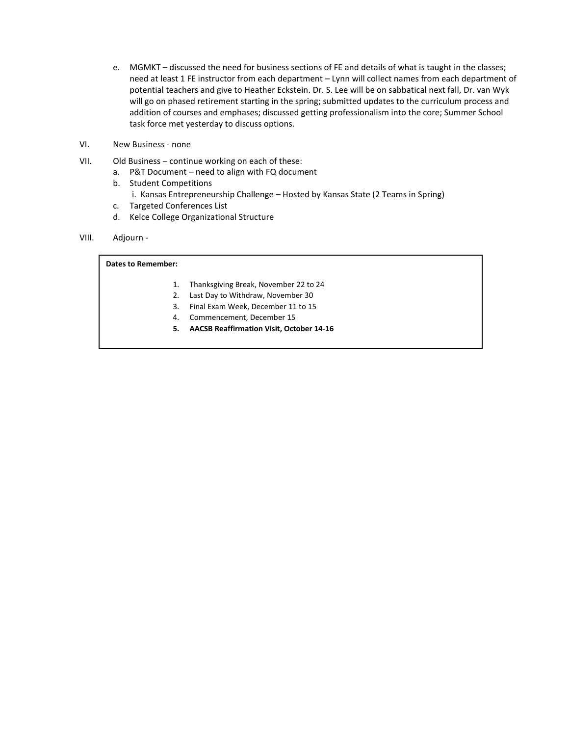e. MGMKT – discussed the need for business sections of FE and details of what is taught in the classes; need at least 1 FE instructor from each department – Lynn will collect names from each department of potential teachers and give to Heather Eckstein. Dr. S. Lee will be on sabbatical next fall, Dr. van Wyk will go on phased retirement starting in the spring; submitted updates to the curriculum process and addition of courses and emphases; discussed getting professionalism into the core; Summer School task force met yesterday to discuss options.

VI. New Business - none

VII. Old Business – continue working on each of these:

  a. P&T Document – need to align with FQ document
  b. Student Competitions
     i. Kansas Entrepreneurship Challenge – Hosted by Kansas State (2 Teams in Spring)
  c. Targeted Conferences List
  d. Kelce College Organizational Structure

VIII. Adjourn -

**Dates to Remember:**

1. Thanksgiving Break, November 22 to 24
2. Last Day to Withdraw, November 30
3. Final Exam Week, December 11 to 15
4. Commencement, December 15
5. **AACSB Reaffirmation Visit, October 14-16**